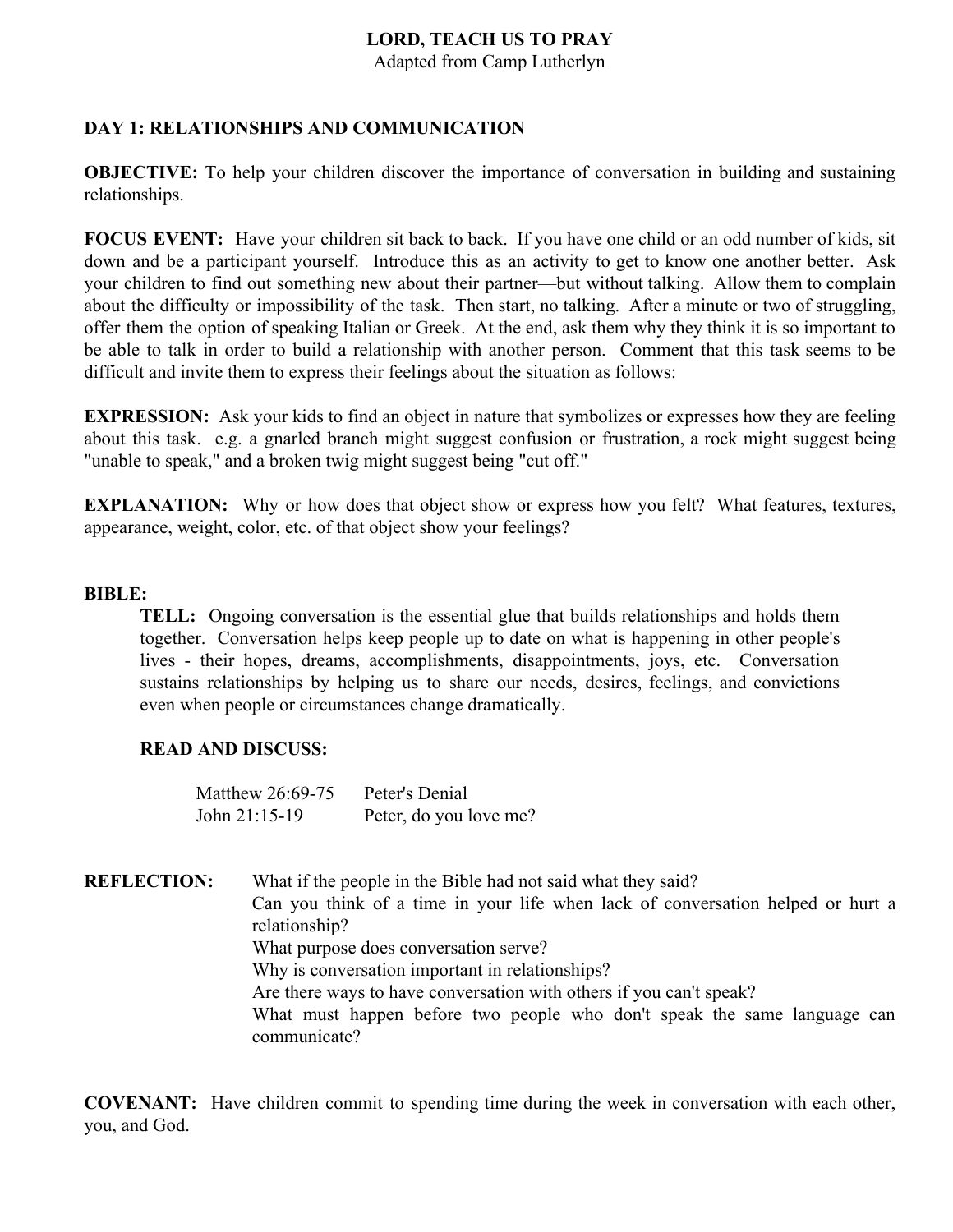# LORD, TEACH US TO PRAY

Adapted from Camp Lutherlyn

## DAY 1: RELATIONSHIPS AND COMMUNICATION

**OBJECTIVE:** To help your children discover the importance of conversation in building and sustaining relationships.

**FOCUS EVENT:** Have your children sit back to back. If you have one child or an odd number of kids, sit down and be a participant yourself. Introduce this as an activity to get to know one another better. Ask your children to find out something new about their partner—but without talking. Allow them to complain about the difficulty or impossibility of the task. Then start, no talking. After a minute or two of struggling, offer them the option of speaking Italian or Greek. At the end, ask them why they think it is so important to be able to talk in order to build a relationship with another person. Comment that this task seems to be difficult and invite them to express their feelings about the situation as follows:

**EXPRESSION:** Ask your kids to find an object in nature that symbolizes or expresses how they are feeling about this task. e.g. a gnarled branch might suggest confusion or frustration, a rock might suggest being "unable to speak," and a broken twig might suggest being "cut off."

**EXPLANATION:** Why or how does that object show or express how you felt? What features, textures, appearance, weight, color, etc. of that object show your feelings?

**BIBLE:**

**TELL:** Ongoing conversation is the essential glue that builds relationships and holds them together. Conversation helps keep people up to date on what is happening in other people's lives - their hopes, dreams, accomplishments, disappointments, joys, etc. Conversation sustains relationships by helping us to share our needs, desires, feelings, and convictions even when people or circumstances change dramatically.

**READ AND DISCUSS:**

| | |
|---|---|
| Matthew 26:69-75 | Peter's Denial |
| John 21:15-19 | Peter, do you love me? |

**REFLECTION:**

- What if the people in the Bible had not said what they said?
- Can you think of a time in your life when lack of conversation helped or hurt a relationship?
- What purpose does conversation serve?
- Why is conversation important in relationships?
- Are there ways to have conversation with others if you can't speak?
- What must happen before two people who don't speak the same language can communicate?

**COVENANT:** Have children commit to spending time during the week in conversation with each other, you, and God.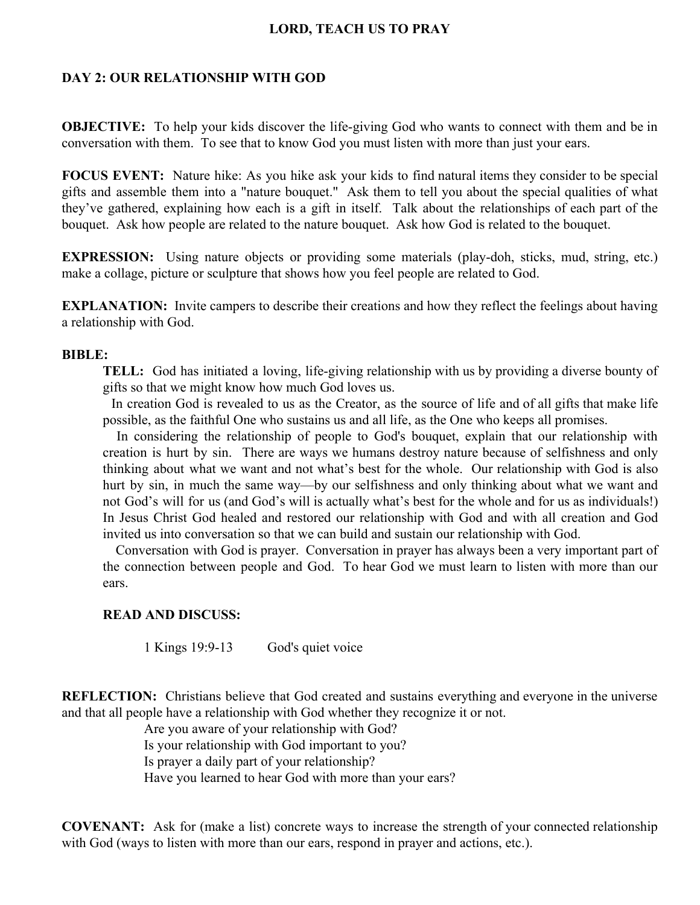# LORD, TEACH US TO PRAY

## DAY 2: OUR RELATIONSHIP WITH GOD

**OBJECTIVE:** To help your kids discover the life-giving God who wants to connect with them and be in conversation with them. To see that to know God you must listen with more than just your ears.

**FOCUS EVENT:** Nature hike: As you hike ask your kids to find natural items they consider to be special gifts and assemble them into a "nature bouquet." Ask them to tell you about the special qualities of what they've gathered, explaining how each is a gift in itself. Talk about the relationships of each part of the bouquet. Ask how people are related to the nature bouquet. Ask how God is related to the bouquet.

**EXPRESSION:** Using nature objects or providing some materials (play-doh, sticks, mud, string, etc.) make a collage, picture or sculpture that shows how you feel people are related to God.

**EXPLANATION:** Invite campers to describe their creations and how they reflect the feelings about having a relationship with God.

**BIBLE:**

**TELL:** God has initiated a loving, life-giving relationship with us by providing a diverse bounty of gifts so that we might know how much God loves us.

In creation God is revealed to us as the Creator, as the source of life and of all gifts that make life possible, as the faithful One who sustains us and all life, as the One who keeps all promises.

In considering the relationship of people to God's bouquet, explain that our relationship with creation is hurt by sin. There are ways we humans destroy nature because of selfishness and only thinking about what we want and not what's best for the whole. Our relationship with God is also hurt by sin, in much the same way—by our selfishness and only thinking about what we want and not God's will for us (and God's will is actually what's best for the whole and for us as individuals!) In Jesus Christ God healed and restored our relationship with God and with all creation and God invited us into conversation so that we can build and sustain our relationship with God.

Conversation with God is prayer. Conversation in prayer has always been a very important part of the connection between people and God. To hear God we must learn to listen with more than our ears.

**READ AND DISCUSS:**

1 Kings 19:9-13 God's quiet voice

**REFLECTION:** Christians believe that God created and sustains everything and everyone in the universe and that all people have a relationship with God whether they recognize it or not.

Are you aware of your relationship with God?
Is your relationship with God important to you?
Is prayer a daily part of your relationship?
Have you learned to hear God with more than your ears?

**COVENANT:** Ask for (make a list) concrete ways to increase the strength of your connected relationship with God (ways to listen with more than our ears, respond in prayer and actions, etc.).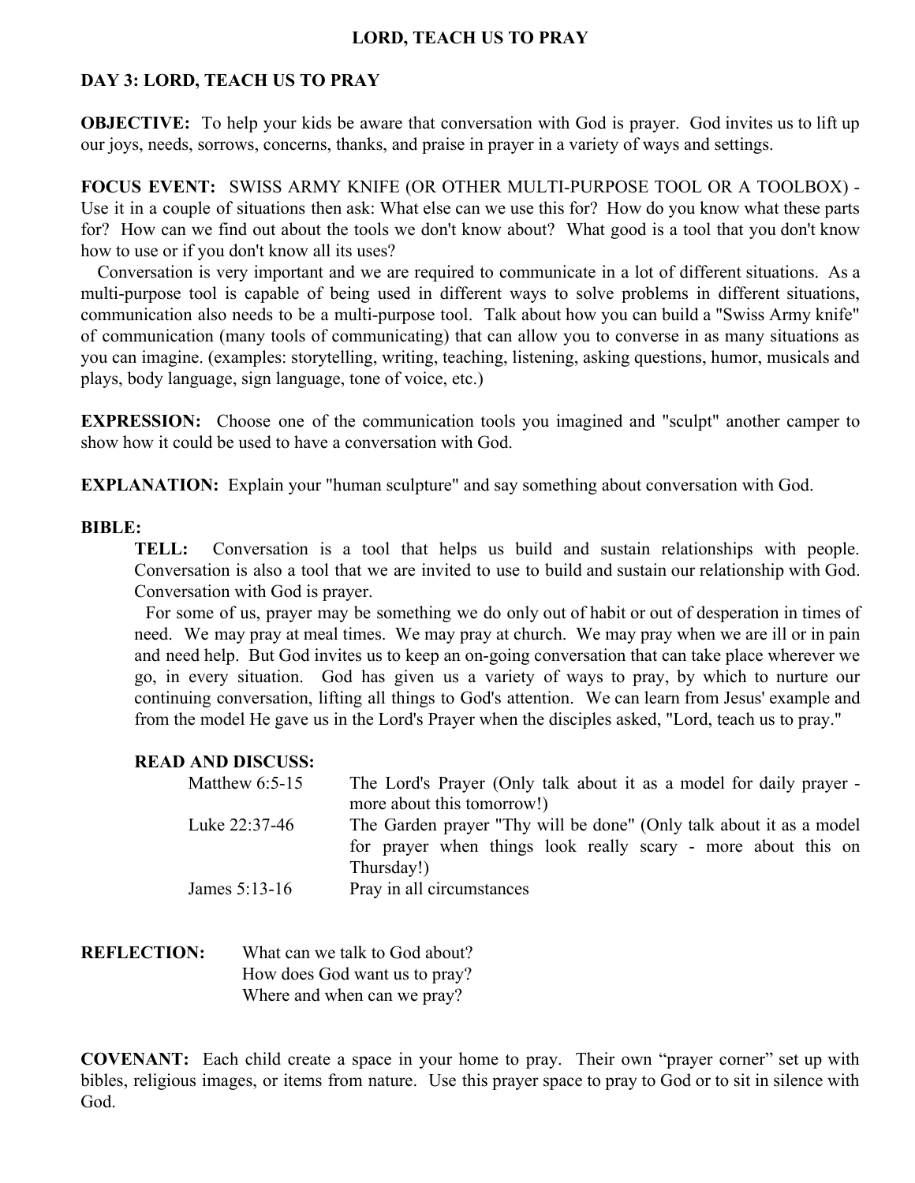## DAY 3: LORD, TEACH US TO PRAY

**OBJECTIVE:** To help your kids be aware that conversation with God is prayer. God invites us to lift up our joys, needs, sorrows, concerns, thanks, and praise in prayer in a variety of ways and settings.

**FOCUS EVENT:** SWISS ARMY KNIFE (OR OTHER MULTI-PURPOSE TOOL OR A TOOLBOX) - Use it in a couple of situations then ask: What else can we use this for? How do you know what these parts for? How can we find out about the tools we don't know about? What good is a tool that you don't know how to use or if you don't know all its uses?

Conversation is very important and we are required to communicate in a lot of different situations. As a multi-purpose tool is capable of being used in different ways to solve problems in different situations, communication also needs to be a multi-purpose tool. Talk about how you can build a "Swiss Army knife" of communication (many tools of communicating) that can allow you to converse in as many situations as you can imagine. (examples: storytelling, writing, teaching, listening, asking questions, humor, musicals and plays, body language, sign language, tone of voice, etc.)

**EXPRESSION:** Choose one of the communication tools you imagined and "sculpt" another camper to show how it could be used to have a conversation with God.

**EXPLANATION:** Explain your "human sculpture" and say something about conversation with God.

**BIBLE:**

**TELL:** Conversation is a tool that helps us build and sustain relationships with people. Conversation is also a tool that we are invited to use to build and sustain our relationship with God. Conversation with God is prayer.

For some of us, prayer may be something we do only out of habit or out of desperation in times of need. We may pray at meal times. We may pray at church. We may pray when we are ill or in pain and need help. But God invites us to keep an on-going conversation that can take place wherever we go, in every situation. God has given us a variety of ways to pray, by which to nurture our continuing conversation, lifting all things to God's attention. We can learn from Jesus' example and from the model He gave us in the Lord's Prayer when the disciples asked, "Lord, teach us to pray."

**READ AND DISCUSS:**

| | |
|---|---|
| Matthew 6:5-15 | The Lord's Prayer (Only talk about it as a model for daily prayer - more about this tomorrow!) |
| Luke 22:37-46 | The Garden prayer "Thy will be done" (Only talk about it as a model for prayer when things look really scary - more about this on Thursday!) |
| James 5:13-16 | Pray in all circumstances |

**REFLECTION:** What can we talk to God about?
How does God want us to pray?
Where and when can we pray?

**COVENANT:** Each child create a space in your home to pray. Their own "prayer corner" set up with bibles, religious images, or items from nature. Use this prayer space to pray to God or to sit in silence with God.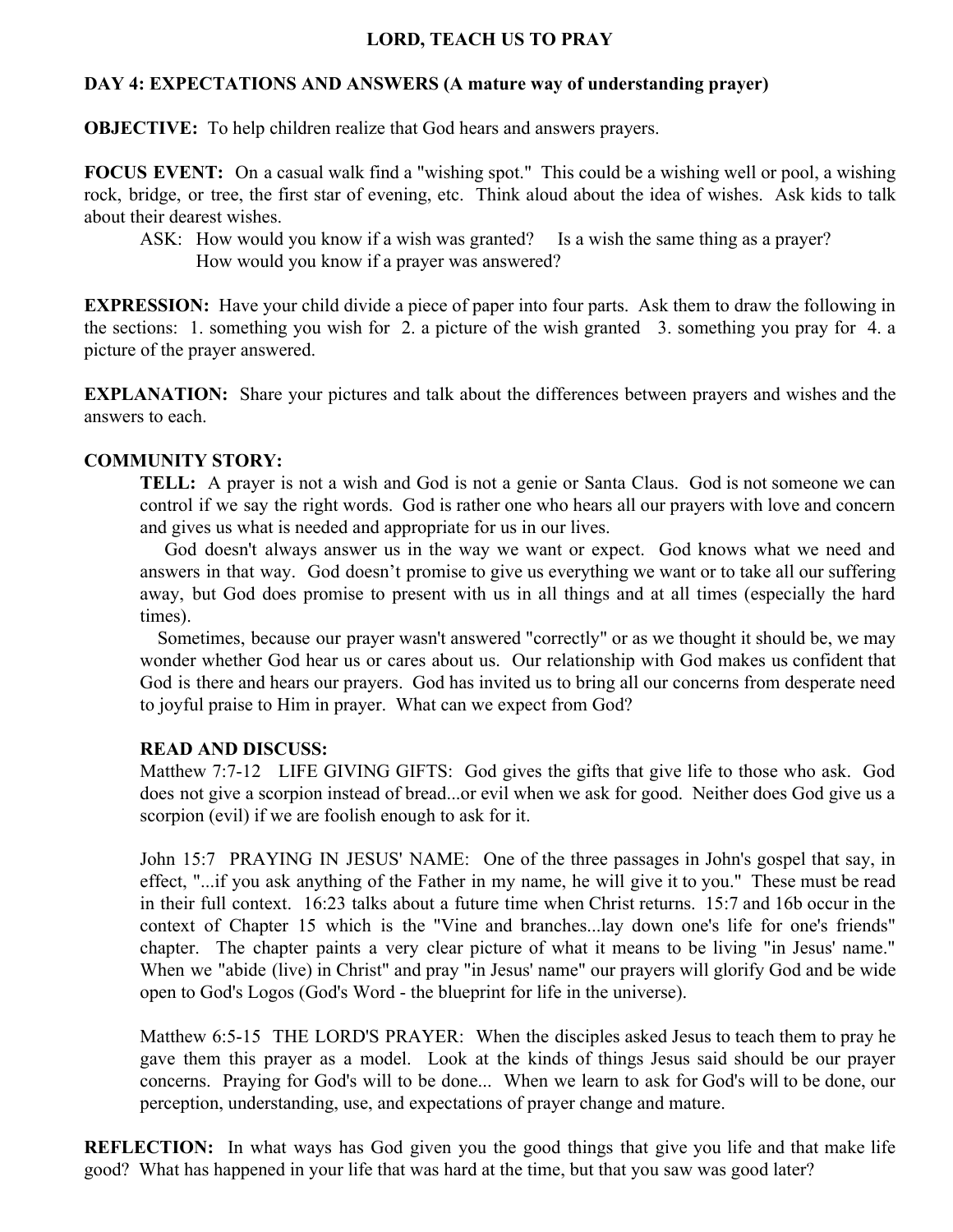# LORD, TEACH US TO PRAY

## DAY 4: EXPECTATIONS AND ANSWERS (A mature way of understanding prayer)

**OBJECTIVE:** To help children realize that God hears and answers prayers.

**FOCUS EVENT:** On a casual walk find a "wishing spot." This could be a wishing well or pool, a wishing rock, bridge, or tree, the first star of evening, etc. Think aloud about the idea of wishes. Ask kids to talk about their dearest wishes.

ASK: How would you know if a wish was granted? Is a wish the same thing as a prayer? How would you know if a prayer was answered?

**EXPRESSION:** Have your child divide a piece of paper into four parts. Ask them to draw the following in the sections: 1. something you wish for 2. a picture of the wish granted 3. something you pray for 4. a picture of the prayer answered.

**EXPLANATION:** Share your pictures and talk about the differences between prayers and wishes and the answers to each.

**COMMUNITY STORY:**

**TELL:** A prayer is not a wish and God is not a genie or Santa Claus. God is not someone we can control if we say the right words. God is rather one who hears all our prayers with love and concern and gives us what is needed and appropriate for us in our lives.

God doesn't always answer us in the way we want or expect. God knows what we need and answers in that way. God doesn't promise to give us everything we want or to take all our suffering away, but God does promise to present with us in all things and at all times (especially the hard times).

Sometimes, because our prayer wasn't answered "correctly" or as we thought it should be, we may wonder whether God hear us or cares about us. Our relationship with God makes us confident that God is there and hears our prayers. God has invited us to bring all our concerns from desperate need to joyful praise to Him in prayer. What can we expect from God?

**READ AND DISCUSS:**

Matthew 7:7-12 LIFE GIVING GIFTS: God gives the gifts that give life to those who ask. God does not give a scorpion instead of bread...or evil when we ask for good. Neither does God give us a scorpion (evil) if we are foolish enough to ask for it.

John 15:7 PRAYING IN JESUS' NAME: One of the three passages in John's gospel that say, in effect, "...if you ask anything of the Father in my name, he will give it to you." These must be read in their full context. 16:23 talks about a future time when Christ returns. 15:7 and 16b occur in the context of Chapter 15 which is the "Vine and branches...lay down one's life for one's friends" chapter. The chapter paints a very clear picture of what it means to be living "in Jesus' name." When we "abide (live) in Christ" and pray "in Jesus' name" our prayers will glorify God and be wide open to God's Logos (God's Word - the blueprint for life in the universe).

Matthew 6:5-15 THE LORD'S PRAYER: When the disciples asked Jesus to teach them to pray he gave them this prayer as a model. Look at the kinds of things Jesus said should be our prayer concerns. Praying for God's will to be done... When we learn to ask for God's will to be done, our perception, understanding, use, and expectations of prayer change and mature.

**REFLECTION:** In what ways has God given you the good things that give you life and that make life good? What has happened in your life that was hard at the time, but that you saw was good later?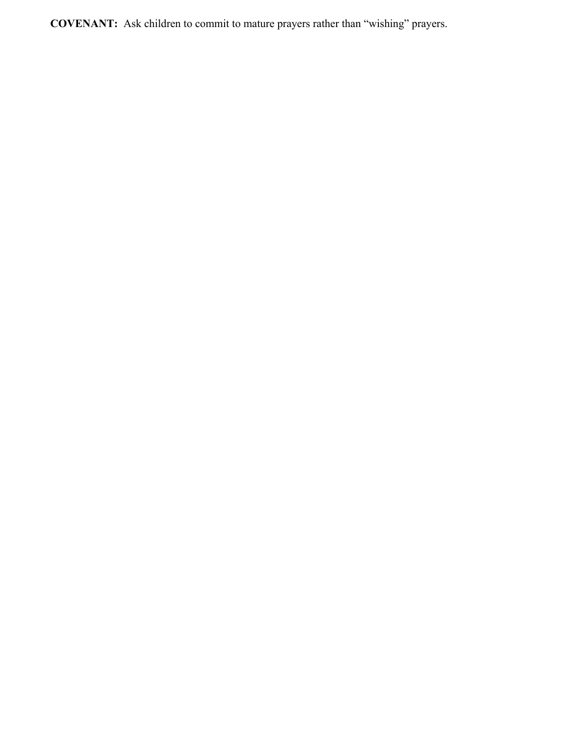**COVENANT:** Ask children to commit to mature prayers rather than "wishing" prayers.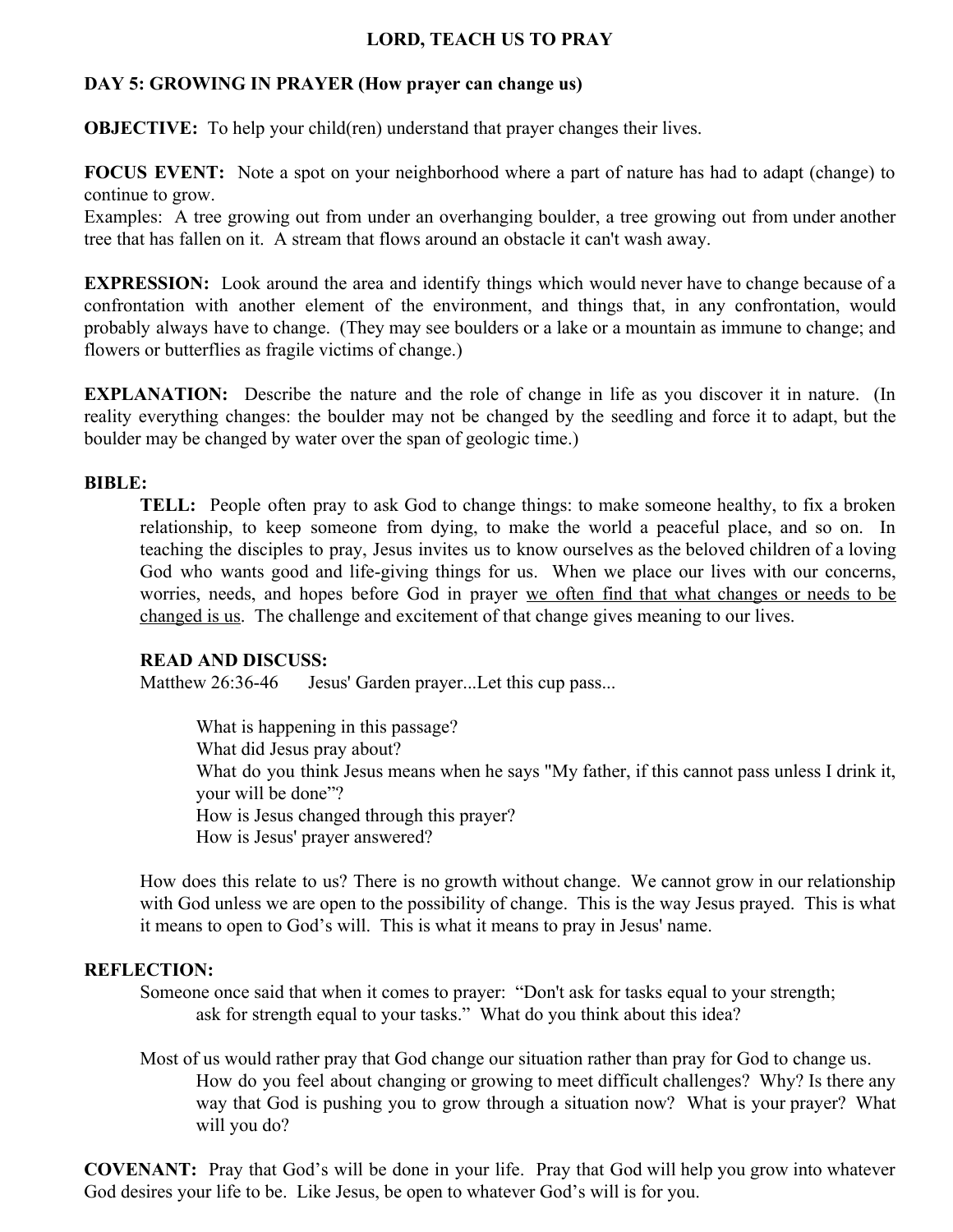# LORD, TEACH US TO PRAY

## DAY 5: GROWING IN PRAYER (How prayer can change us)

**OBJECTIVE:** To help your child(ren) understand that prayer changes their lives.

**FOCUS EVENT:** Note a spot on your neighborhood where a part of nature has had to adapt (change) to continue to grow.
Examples: A tree growing out from under an overhanging boulder, a tree growing out from under another tree that has fallen on it. A stream that flows around an obstacle it can't wash away.

**EXPRESSION:** Look around the area and identify things which would never have to change because of a confrontation with another element of the environment, and things that, in any confrontation, would probably always have to change. (They may see boulders or a lake or a mountain as immune to change; and flowers or butterflies as fragile victims of change.)

**EXPLANATION:** Describe the nature and the role of change in life as you discover it in nature. (In reality everything changes: the boulder may not be changed by the seedling and force it to adapt, but the boulder may be changed by water over the span of geologic time.)

**BIBLE:**

**TELL:** People often pray to ask God to change things: to make someone healthy, to fix a broken relationship, to keep someone from dying, to make the world a peaceful place, and so on. In teaching the disciples to pray, Jesus invites us to know ourselves as the beloved children of a loving God who wants good and life-giving things for us. When we place our lives with our concerns, worries, needs, and hopes before God in prayer <u>we often find that what changes or needs to be changed is us</u>. The challenge and excitement of that change gives meaning to our lives.

**READ AND DISCUSS:**
Matthew 26:36-46 Jesus' Garden prayer...Let this cup pass...

What is happening in this passage?
What did Jesus pray about?
What do you think Jesus means when he says "My father, if this cannot pass unless I drink it, your will be done"?
How is Jesus changed through this prayer?
How is Jesus' prayer answered?

How does this relate to us? There is no growth without change. We cannot grow in our relationship with God unless we are open to the possibility of change. This is the way Jesus prayed. This is what it means to open to God's will. This is what it means to pray in Jesus' name.

**REFLECTION:**

Someone once said that when it comes to prayer: "Don't ask for tasks equal to your strength; ask for strength equal to your tasks." What do you think about this idea?

Most of us would rather pray that God change our situation rather than pray for God to change us. How do you feel about changing or growing to meet difficult challenges? Why? Is there any way that God is pushing you to grow through a situation now? What is your prayer? What will you do?

**COVENANT:** Pray that God's will be done in your life. Pray that God will help you grow into whatever God desires your life to be. Like Jesus, be open to whatever God's will is for you.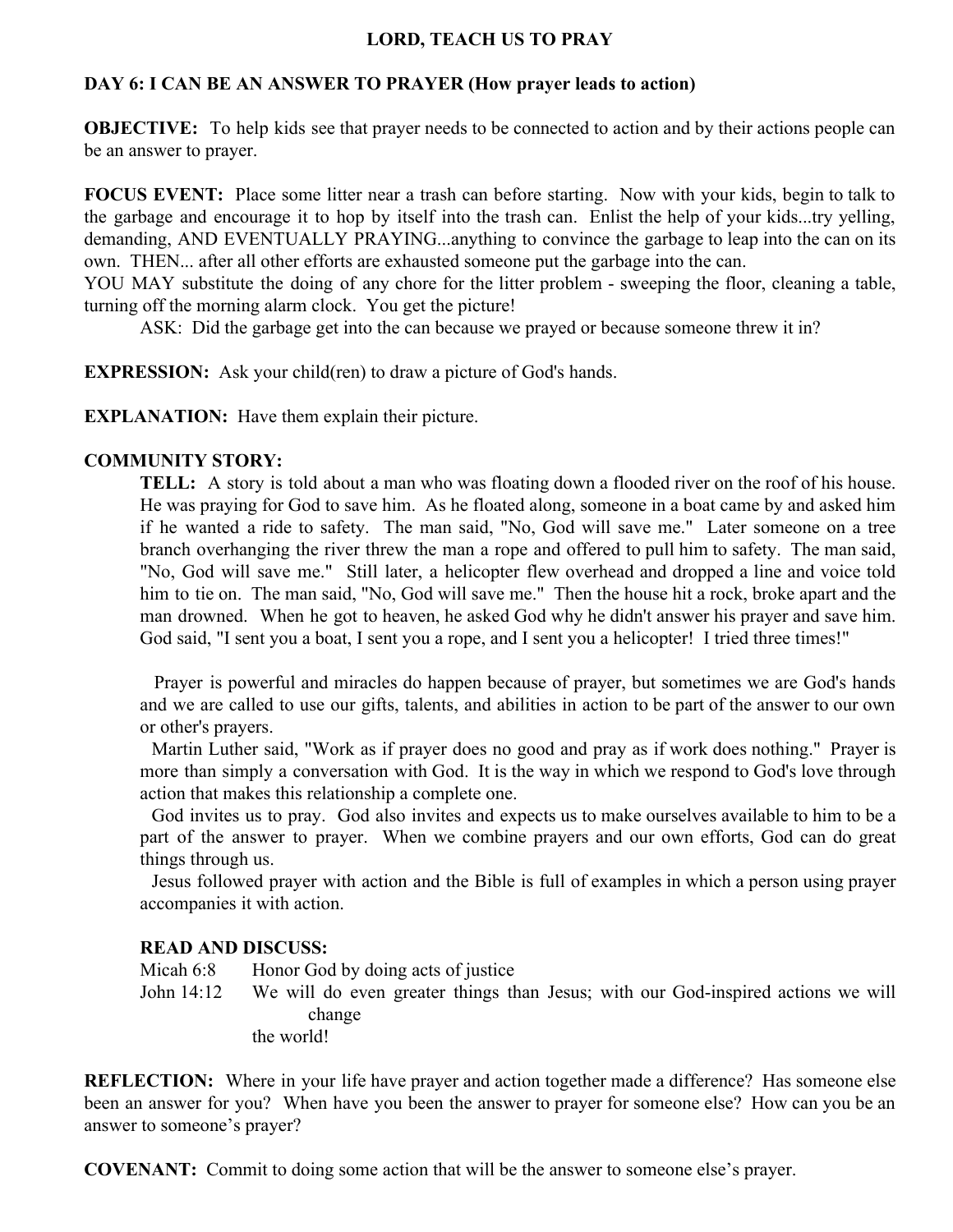**LORD, TEACH US TO PRAY**

**DAY 6: I CAN BE AN ANSWER TO PRAYER (How prayer leads to action)**

**OBJECTIVE:** To help kids see that prayer needs to be connected to action and by their actions people can be an answer to prayer.

**FOCUS EVENT:** Place some litter near a trash can before starting. Now with your kids, begin to talk to the garbage and encourage it to hop by itself into the trash can. Enlist the help of your kids...try yelling, demanding, AND EVENTUALLY PRAYING...anything to convince the garbage to leap into the can on its own. THEN... after all other efforts are exhausted someone put the garbage into the can.
YOU MAY substitute the doing of any chore for the litter problem - sweeping the floor, cleaning a table, turning off the morning alarm clock. You get the picture!

ASK: Did the garbage get into the can because we prayed or because someone threw it in?

**EXPRESSION:** Ask your child(ren) to draw a picture of God's hands.

**EXPLANATION:** Have them explain their picture.

**COMMUNITY STORY:**

**TELL:** A story is told about a man who was floating down a flooded river on the roof of his house. He was praying for God to save him. As he floated along, someone in a boat came by and asked him if he wanted a ride to safety. The man said, "No, God will save me." Later someone on a tree branch overhanging the river threw the man a rope and offered to pull him to safety. The man said, "No, God will save me." Still later, a helicopter flew overhead and dropped a line and voice told him to tie on. The man said, "No, God will save me." Then the house hit a rock, broke apart and the man drowned. When he got to heaven, he asked God why he didn't answer his prayer and save him. God said, "I sent you a boat, I sent you a rope, and I sent you a helicopter! I tried three times!"

Prayer is powerful and miracles do happen because of prayer, but sometimes we are God's hands and we are called to use our gifts, talents, and abilities in action to be part of the answer to our own or other's prayers.

Martin Luther said, "Work as if prayer does no good and pray as if work does nothing." Prayer is more than simply a conversation with God. It is the way in which we respond to God's love through action that makes this relationship a complete one.

God invites us to pray. God also invites and expects us to make ourselves available to him to be a part of the answer to prayer. When we combine prayers and our own efforts, God can do great things through us.

Jesus followed prayer with action and the Bible is full of examples in which a person using prayer accompanies it with action.

**READ AND DISCUSS:**

Micah 6:8 Honor God by doing acts of justice

John 14:12 We will do even greater things than Jesus; with our God-inspired actions we will change the world!

**REFLECTION:** Where in your life have prayer and action together made a difference? Has someone else been an answer for you? When have you been the answer to prayer for someone else? How can you be an answer to someone's prayer?

**COVENANT:** Commit to doing some action that will be the answer to someone else's prayer.